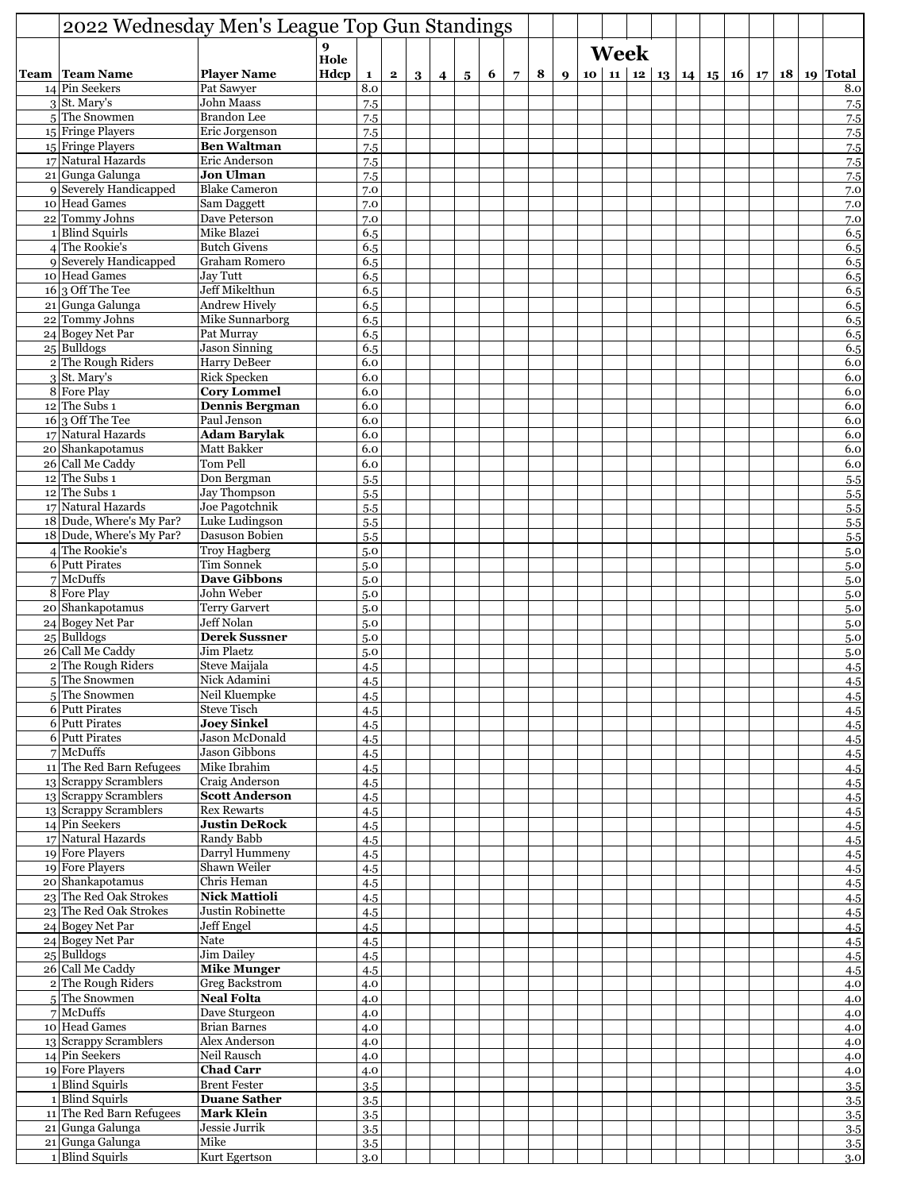# 2022 Wednesday Men's League Top Gun Standings

| Team | Team Name | Player Name | 9 Hole Hdcp | Week 1 | 2 | 3 | 4 | 5 | 6 | 7 | 8 | 9 | 10 | 11 | 12 | 13 | 14 | 15 | 16 | 17 | 18 | 19 | Total |
|---|---|---|---|---|---|---|---|---|---|---|---|---|---|---|---|---|---|---|---|---|---|---|---|
| 14 | Pin Seekers | Pat Sawyer | | 8.0 | | | | | | | | | | | | | | | | | | | 8.0 |
| 3 | St. Mary's | John Maass | | 7.5 | | | | | | | | | | | | | | | | | | | 7.5 |
| 5 | The Snowmen | Brandon Lee | | 7.5 | | | | | | | | | | | | | | | | | | | 7.5 |
| 15 | Fringe Players | Eric Jorgenson | | 7.5 | | | | | | | | | | | | | | | | | | | 7.5 |
| 15 | Fringe Players | **Ben Waltman** | | 7.5 | | | | | | | | | | | | | | | | | | | 7.5 |
| 17 | Natural Hazards | Eric Anderson | | 7.5 | | | | | | | | | | | | | | | | | | | 7.5 |
| 21 | Gunga Galunga | **Jon Ulman** | | 7.5 | | | | | | | | | | | | | | | | | | | 7.5 |
| 9 | Severely Handicapped | Blake Cameron | | 7.0 | | | | | | | | | | | | | | | | | | | 7.0 |
| 10 | Head Games | Sam Daggett | | 7.0 | | | | | | | | | | | | | | | | | | | 7.0 |
| 22 | Tommy Johns | Dave Peterson | | 7.0 | | | | | | | | | | | | | | | | | | | 7.0 |
| 1 | Blind Squirls | Mike Blazei | | 6.5 | | | | | | | | | | | | | | | | | | | 6.5 |
| 4 | The Rookie's | Butch Givens | | 6.5 | | | | | | | | | | | | | | | | | | | 6.5 |
| 9 | Severely Handicapped | Graham Romero | | 6.5 | | | | | | | | | | | | | | | | | | | 6.5 |
| 10 | Head Games | Jay Tutt | | 6.5 | | | | | | | | | | | | | | | | | | | 6.5 |
| 16 | 3 Off The Tee | Jeff Mikelthun | | 6.5 | | | | | | | | | | | | | | | | | | | 6.5 |
| 21 | Gunga Galunga | Andrew Hively | | 6.5 | | | | | | | | | | | | | | | | | | | 6.5 |
| 22 | Tommy Johns | Mike Sunnarborg | | 6.5 | | | | | | | | | | | | | | | | | | | 6.5 |
| 24 | Bogey Net Par | Pat Murray | | 6.5 | | | | | | | | | | | | | | | | | | | 6.5 |
| 25 | Bulldogs | Jason Sinning | | 6.5 | | | | | | | | | | | | | | | | | | | 6.5 |
| 2 | The Rough Riders | Harry DeBeer | | 6.0 | | | | | | | | | | | | | | | | | | | 6.0 |
| 3 | St. Mary's | Rick Specken | | 6.0 | | | | | | | | | | | | | | | | | | | 6.0 |
| 8 | Fore Play | **Cory Lommel** | | 6.0 | | | | | | | | | | | | | | | | | | | 6.0 |
| 12 | The Subs 1 | **Dennis Bergman** | | 6.0 | | | | | | | | | | | | | | | | | | | 6.0 |
| 16 | 3 Off The Tee | Paul Jenson | | 6.0 | | | | | | | | | | | | | | | | | | | 6.0 |
| 17 | Natural Hazards | **Adam Barylak** | | 6.0 | | | | | | | | | | | | | | | | | | | 6.0 |
| 20 | Shankapotamus | Matt Bakker | | 6.0 | | | | | | | | | | | | | | | | | | | 6.0 |
| 26 | Call Me Caddy | Tom Pell | | 6.0 | | | | | | | | | | | | | | | | | | | 6.0 |
| 12 | The Subs 1 | Don Bergman | | 5.5 | | | | | | | | | | | | | | | | | | | 5.5 |
| 12 | The Subs 1 | Jay Thompson | | 5.5 | | | | | | | | | | | | | | | | | | | 5.5 |
| 17 | Natural Hazards | Joe Pagotchnik | | 5.5 | | | | | | | | | | | | | | | | | | | 5.5 |
| 18 | Dude, Where's My Par? | Luke Ludingson | | 5.5 | | | | | | | | | | | | | | | | | | | 5.5 |
| 18 | Dude, Where's My Par? | Dasuson Bobien | | 5.5 | | | | | | | | | | | | | | | | | | | 5.5 |
| 4 | The Rookie's | Troy Hagberg | | 5.0 | | | | | | | | | | | | | | | | | | | 5.0 |
| 6 | Putt Pirates | Tim Sonnek | | 5.0 | | | | | | | | | | | | | | | | | | | 5.0 |
| 7 | McDuffs | **Dave Gibbons** | | 5.0 | | | | | | | | | | | | | | | | | | | 5.0 |
| 8 | Fore Play | John Weber | | 5.0 | | | | | | | | | | | | | | | | | | | 5.0 |
| 20 | Shankapotamus | Terry Garvert | | 5.0 | | | | | | | | | | | | | | | | | | | 5.0 |
| 24 | Bogey Net Par | Jeff Nolan | | 5.0 | | | | | | | | | | | | | | | | | | | 5.0 |
| 25 | Bulldogs | **Derek Sussner** | | 5.0 | | | | | | | | | | | | | | | | | | | 5.0 |
| 26 | Call Me Caddy | Jim Plaetz | | 5.0 | | | | | | | | | | | | | | | | | | | 5.0 |
| 2 | The Rough Riders | Steve Maijala | | 4.5 | | | | | | | | | | | | | | | | | | | 4.5 |
| 5 | The Snowmen | Nick Adamini | | 4.5 | | | | | | | | | | | | | | | | | | | 4.5 |
| 5 | The Snowmen | Neil Kluempke | | 4.5 | | | | | | | | | | | | | | | | | | | 4.5 |
| 6 | Putt Pirates | Steve Tisch | | 4.5 | | | | | | | | | | | | | | | | | | | 4.5 |
| 6 | Putt Pirates | **Joey Sinkel** | | 4.5 | | | | | | | | | | | | | | | | | | | 4.5 |
| 6 | Putt Pirates | Jason McDonald | | 4.5 | | | | | | | | | | | | | | | | | | | 4.5 |
| 7 | McDuffs | Jason Gibbons | | 4.5 | | | | | | | | | | | | | | | | | | | 4.5 |
| 11 | The Red Barn Refugees | Mike Ibrahim | | 4.5 | | | | | | | | | | | | | | | | | | | 4.5 |
| 13 | Scrappy Scramblers | Craig Anderson | | 4.5 | | | | | | | | | | | | | | | | | | | 4.5 |
| 13 | Scrappy Scramblers | **Scott Anderson** | | 4.5 | | | | | | | | | | | | | | | | | | | 4.5 |
| 13 | Scrappy Scramblers | Rex Rewarts | | 4.5 | | | | | | | | | | | | | | | | | | | 4.5 |
| 14 | Pin Seekers | **Justin DeRock** | | 4.5 | | | | | | | | | | | | | | | | | | | 4.5 |
| 17 | Natural Hazards | Randy Babb | | 4.5 | | | | | | | | | | | | | | | | | | | 4.5 |
| 19 | Fore Players | Darryl Hummeny | | 4.5 | | | | | | | | | | | | | | | | | | | 4.5 |
| 19 | Fore Players | Shawn Weiler | | 4.5 | | | | | | | | | | | | | | | | | | | 4.5 |
| 20 | Shankapotamus | Chris Heman | | 4.5 | | | | | | | | | | | | | | | | | | | 4.5 |
| 23 | The Red Oak Strokes | **Nick Mattioli** | | 4.5 | | | | | | | | | | | | | | | | | | | 4.5 |
| 23 | The Red Oak Strokes | Justin Robinette | | 4.5 | | | | | | | | | | | | | | | | | | | 4.5 |
| 24 | Bogey Net Par | Jeff Engel | | 4.5 | | | | | | | | | | | | | | | | | | | 4.5 |
| 24 | Bogey Net Par | Nate | | 4.5 | | | | | | | | | | | | | | | | | | | 4.5 |
| 25 | Bulldogs | Jim Dailey | | 4.5 | | | | | | | | | | | | | | | | | | | 4.5 |
| 26 | Call Me Caddy | **Mike Munger** | | 4.5 | | | | | | | | | | | | | | | | | | | 4.5 |
| 2 | The Rough Riders | Greg Backstrom | | 4.0 | | | | | | | | | | | | | | | | | | | 4.0 |
| 5 | The Snowmen | **Neal Folta** | | 4.0 | | | | | | | | | | | | | | | | | | | 4.0 |
| 7 | McDuffs | Dave Sturgeon | | 4.0 | | | | | | | | | | | | | | | | | | | 4.0 |
| 10 | Head Games | Brian Barnes | | 4.0 | | | | | | | | | | | | | | | | | | | 4.0 |
| 13 | Scrappy Scramblers | Alex Anderson | | 4.0 | | | | | | | | | | | | | | | | | | | 4.0 |
| 14 | Pin Seekers | Neil Rausch | | 4.0 | | | | | | | | | | | | | | | | | | | 4.0 |
| 19 | Fore Players | **Chad Carr** | | 4.0 | | | | | | | | | | | | | | | | | | | 4.0 |
| 1 | Blind Squirls | Brent Fester | | 3.5 | | | | | | | | | | | | | | | | | | | 3.5 |
| 1 | Blind Squirls | **Duane Sather** | | 3.5 | | | | | | | | | | | | | | | | | | | 3.5 |
| 11 | The Red Barn Refugees | **Mark Klein** | | 3.5 | | | | | | | | | | | | | | | | | | | 3.5 |
| 21 | Gunga Galunga | Jessie Jurrik | | 3.5 | | | | | | | | | | | | | | | | | | | 3.5 |
| 21 | Gunga Galunga | Mike | | 3.5 | | | | | | | | | | | | | | | | | | | 3.5 |
| 1 | Blind Squirls | Kurt Egertson | | 3.0 | | | | | | | | | | | | | | | | | | | 3.0 |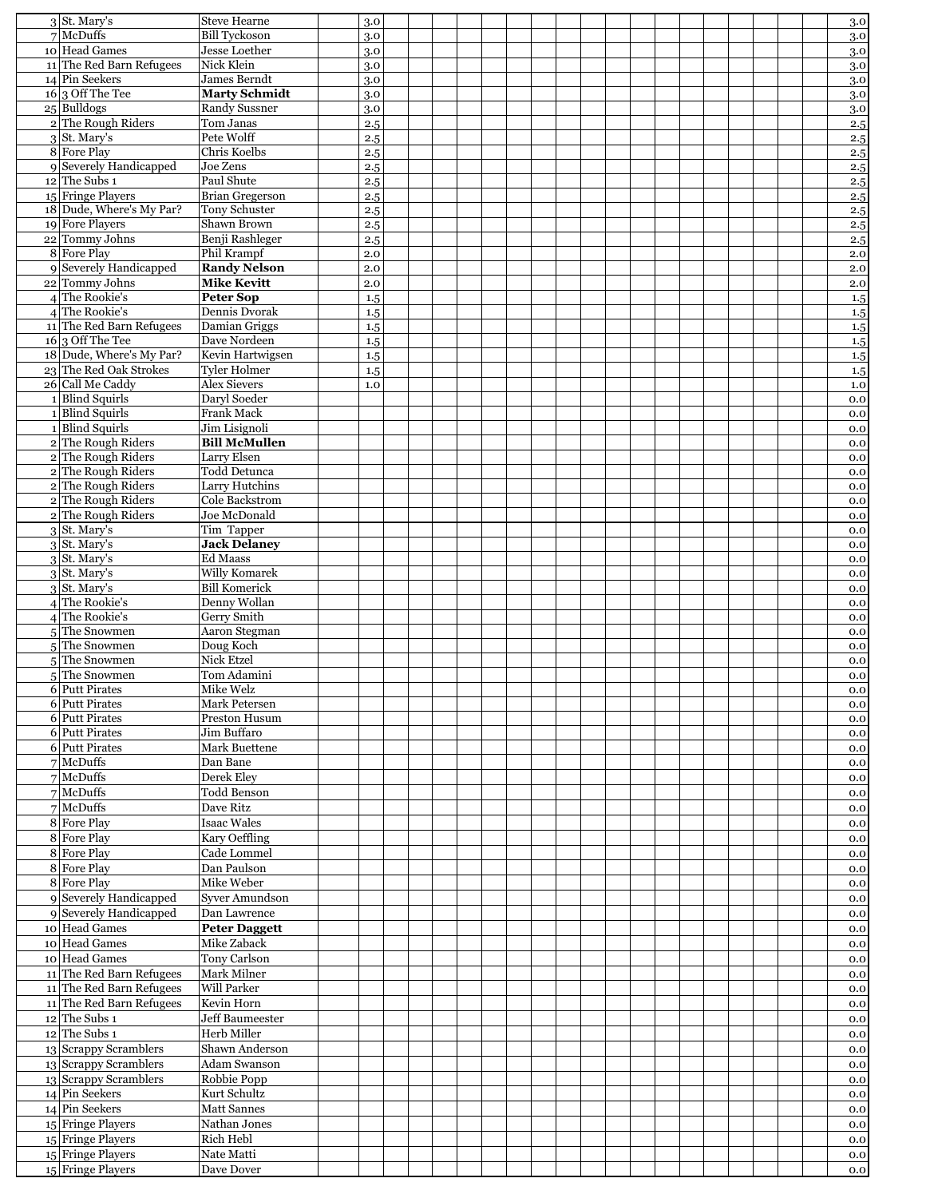| | | | | | | | | | | | | | | | | | | | | | | |
|---|---|---|---|---|---|---|---|---|---|---|---|---|---|---|---|---|---|---|---|---|---|---|
| 3 | St. Mary's | Steve Hearne | | 3.0 | | | | | | | | | | | | | | | | | | 3.0 |
| 7 | McDuffs | Bill Tyckoson | | 3.0 | | | | | | | | | | | | | | | | | | 3.0 |
| 10 | Head Games | Jesse Loether | | 3.0 | | | | | | | | | | | | | | | | | | 3.0 |
| 11 | The Red Barn Refugees | Nick Klein | | 3.0 | | | | | | | | | | | | | | | | | | 3.0 |
| 14 | Pin Seekers | James Berndt | | 3.0 | | | | | | | | | | | | | | | | | | 3.0 |
| 16 | 3 Off The Tee | **Marty Schmidt** | | 3.0 | | | | | | | | | | | | | | | | | | 3.0 |
| 25 | Bulldogs | Randy Sussner | | 3.0 | | | | | | | | | | | | | | | | | | 3.0 |
| 2 | The Rough Riders | Tom Janas | | 2.5 | | | | | | | | | | | | | | | | | | 2.5 |
| 3 | St. Mary's | Pete Wolff | | 2.5 | | | | | | | | | | | | | | | | | | 2.5 |
| 8 | Fore Play | Chris Koelbs | | 2.5 | | | | | | | | | | | | | | | | | | 2.5 |
| 9 | Severely Handicapped | Joe Zens | | 2.5 | | | | | | | | | | | | | | | | | | 2.5 |
| 12 | The Subs 1 | Paul Shute | | 2.5 | | | | | | | | | | | | | | | | | | 2.5 |
| 15 | Fringe Players | Brian Gregerson | | 2.5 | | | | | | | | | | | | | | | | | | 2.5 |
| 18 | Dude, Where's My Par? | Tony Schuster | | 2.5 | | | | | | | | | | | | | | | | | | 2.5 |
| 19 | Fore Players | Shawn Brown | | 2.5 | | | | | | | | | | | | | | | | | | 2.5 |
| 22 | Tommy Johns | Benji Rashleger | | 2.5 | | | | | | | | | | | | | | | | | | 2.5 |
| 8 | Fore Play | Phil Krampf | | 2.0 | | | | | | | | | | | | | | | | | | 2.0 |
| 9 | Severely Handicapped | **Randy Nelson** | | 2.0 | | | | | | | | | | | | | | | | | | 2.0 |
| 22 | Tommy Johns | **Mike Kevitt** | | 2.0 | | | | | | | | | | | | | | | | | | 2.0 |
| 4 | The Rookie's | **Peter Sop** | | 1.5 | | | | | | | | | | | | | | | | | | 1.5 |
| 4 | The Rookie's | Dennis Dvorak | | 1.5 | | | | | | | | | | | | | | | | | | 1.5 |
| 11 | The Red Barn Refugees | Damian Griggs | | 1.5 | | | | | | | | | | | | | | | | | | 1.5 |
| 16 | 3 Off The Tee | Dave Nordeen | | 1.5 | | | | | | | | | | | | | | | | | | 1.5 |
| 18 | Dude, Where's My Par? | Kevin Hartwigsen | | 1.5 | | | | | | | | | | | | | | | | | | 1.5 |
| 23 | The Red Oak Strokes | Tyler Holmer | | 1.5 | | | | | | | | | | | | | | | | | | 1.5 |
| 26 | Call Me Caddy | Alex Sievers | | 1.0 | | | | | | | | | | | | | | | | | | 1.0 |
| 1 | Blind Squirls | Daryl Soeder | | | | | | | | | | | | | | | | | | | | 0.0 |
| 1 | Blind Squirls | Frank Mack | | | | | | | | | | | | | | | | | | | | 0.0 |
| 1 | Blind Squirls | Jim Lisignoli | | | | | | | | | | | | | | | | | | | | 0.0 |
| 2 | The Rough Riders | **Bill McMullen** | | | | | | | | | | | | | | | | | | | | 0.0 |
| 2 | The Rough Riders | Larry Elsen | | | | | | | | | | | | | | | | | | | | 0.0 |
| 2 | The Rough Riders | Todd Detunca | | | | | | | | | | | | | | | | | | | | 0.0 |
| 2 | The Rough Riders | Larry Hutchins | | | | | | | | | | | | | | | | | | | | 0.0 |
| 2 | The Rough Riders | Cole Backstrom | | | | | | | | | | | | | | | | | | | | 0.0 |
| 2 | The Rough Riders | Joe McDonald | | | | | | | | | | | | | | | | | | | | 0.0 |
| 3 | St. Mary's | Tim Tapper | | | | | | | | | | | | | | | | | | | | 0.0 |
| 3 | St. Mary's | **Jack Delaney** | | | | | | | | | | | | | | | | | | | | 0.0 |
| 3 | St. Mary's | Ed Maass | | | | | | | | | | | | | | | | | | | | 0.0 |
| 3 | St. Mary's | Willy Komarek | | | | | | | | | | | | | | | | | | | | 0.0 |
| 3 | St. Mary's | Bill Komerick | | | | | | | | | | | | | | | | | | | | 0.0 |
| 4 | The Rookie's | Denny Wollan | | | | | | | | | | | | | | | | | | | | 0.0 |
| 4 | The Rookie's | Gerry Smith | | | | | | | | | | | | | | | | | | | | 0.0 |
| 5 | The Snowmen | Aaron Stegman | | | | | | | | | | | | | | | | | | | | 0.0 |
| 5 | The Snowmen | Doug Koch | | | | | | | | | | | | | | | | | | | | 0.0 |
| 5 | The Snowmen | Nick Etzel | | | | | | | | | | | | | | | | | | | | 0.0 |
| 5 | The Snowmen | Tom Adamini | | | | | | | | | | | | | | | | | | | | 0.0 |
| 6 | Putt Pirates | Mike Welz | | | | | | | | | | | | | | | | | | | | 0.0 |
| 6 | Putt Pirates | Mark Petersen | | | | | | | | | | | | | | | | | | | | 0.0 |
| 6 | Putt Pirates | Preston Husum | | | | | | | | | | | | | | | | | | | | 0.0 |
| 6 | Putt Pirates | Jim Buffaro | | | | | | | | | | | | | | | | | | | | 0.0 |
| 6 | Putt Pirates | Mark Buettene | | | | | | | | | | | | | | | | | | | | 0.0 |
| 7 | McDuffs | Dan Bane | | | | | | | | | | | | | | | | | | | | 0.0 |
| 7 | McDuffs | Derek Eley | | | | | | | | | | | | | | | | | | | | 0.0 |
| 7 | McDuffs | Todd Benson | | | | | | | | | | | | | | | | | | | | 0.0 |
| 7 | McDuffs | Dave Ritz | | | | | | | | | | | | | | | | | | | | 0.0 |
| 8 | Fore Play | Isaac Wales | | | | | | | | | | | | | | | | | | | | 0.0 |
| 8 | Fore Play | Kary Oeffling | | | | | | | | | | | | | | | | | | | | 0.0 |
| 8 | Fore Play | Cade Lommel | | | | | | | | | | | | | | | | | | | | 0.0 |
| 8 | Fore Play | Dan Paulson | | | | | | | | | | | | | | | | | | | | 0.0 |
| 8 | Fore Play | Mike Weber | | | | | | | | | | | | | | | | | | | | 0.0 |
| 9 | Severely Handicapped | Syver Amundson | | | | | | | | | | | | | | | | | | | | 0.0 |
| 9 | Severely Handicapped | Dan Lawrence | | | | | | | | | | | | | | | | | | | | 0.0 |
| 10 | Head Games | **Peter Daggett** | | | | | | | | | | | | | | | | | | | | 0.0 |
| 10 | Head Games | Mike Zaback | | | | | | | | | | | | | | | | | | | | 0.0 |
| 10 | Head Games | Tony Carlson | | | | | | | | | | | | | | | | | | | | 0.0 |
| 11 | The Red Barn Refugees | Mark Milner | | | | | | | | | | | | | | | | | | | | 0.0 |
| 11 | The Red Barn Refugees | Will Parker | | | | | | | | | | | | | | | | | | | | 0.0 |
| 11 | The Red Barn Refugees | Kevin Horn | | | | | | | | | | | | | | | | | | | | 0.0 |
| 12 | The Subs 1 | Jeff Baumeester | | | | | | | | | | | | | | | | | | | | 0.0 |
| 12 | The Subs 1 | Herb Miller | | | | | | | | | | | | | | | | | | | | 0.0 |
| 13 | Scrappy Scramblers | Shawn Anderson | | | | | | | | | | | | | | | | | | | | 0.0 |
| 13 | Scrappy Scramblers | Adam Swanson | | | | | | | | | | | | | | | | | | | | 0.0 |
| 13 | Scrappy Scramblers | Robbie Popp | | | | | | | | | | | | | | | | | | | | 0.0 |
| 14 | Pin Seekers | Kurt Schultz | | | | | | | | | | | | | | | | | | | | 0.0 |
| 14 | Pin Seekers | Matt Sannes | | | | | | | | | | | | | | | | | | | | 0.0 |
| 15 | Fringe Players | Nathan Jones | | | | | | | | | | | | | | | | | | | | 0.0 |
| 15 | Fringe Players | Rich Hebl | | | | | | | | | | | | | | | | | | | | 0.0 |
| 15 | Fringe Players | Nate Matti | | | | | | | | | | | | | | | | | | | | 0.0 |
| 15 | Fringe Players | Dave Dover | | | | | | | | | | | | | | | | | | | | 0.0 |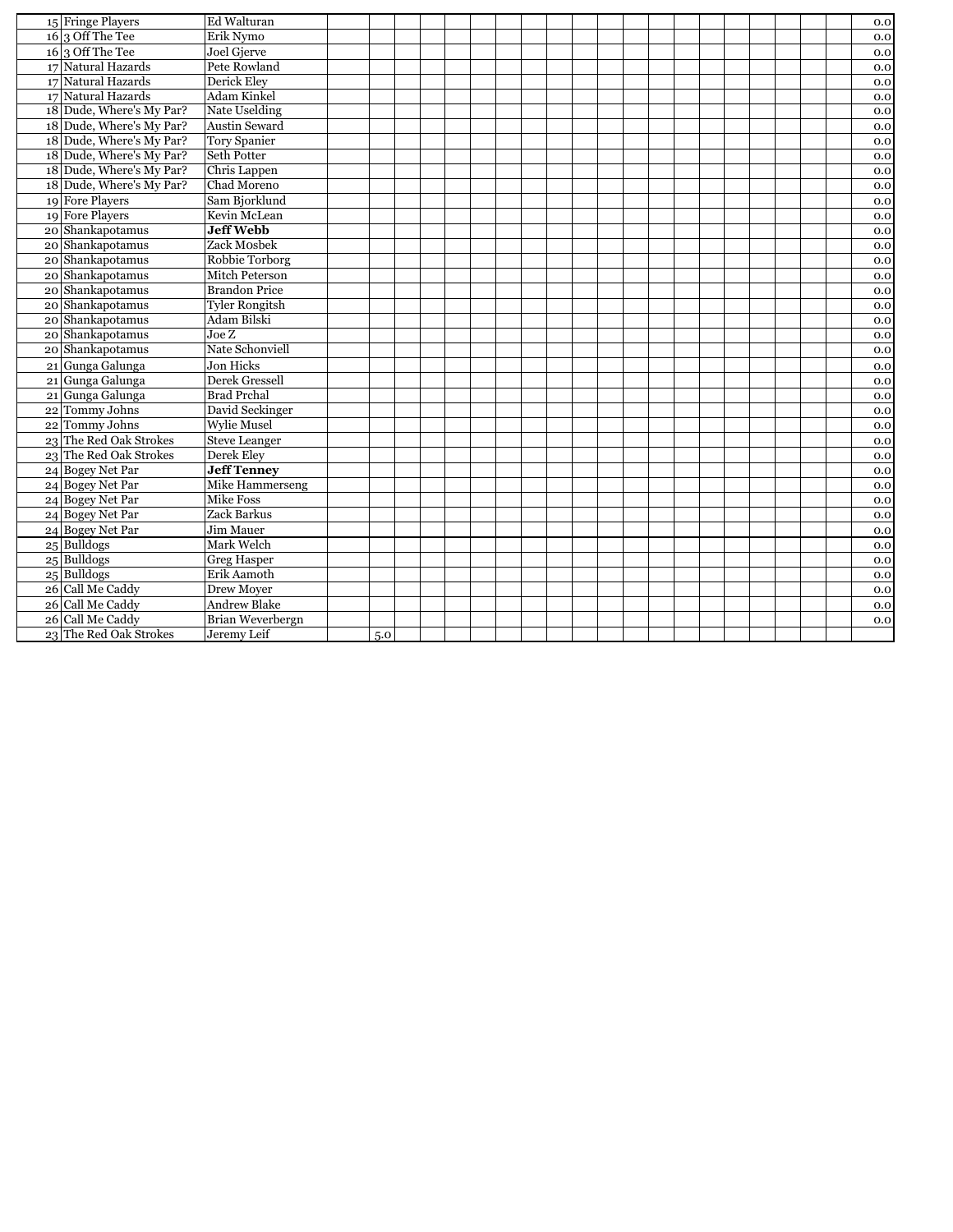| | | | | | | | | | | | | | | | | | | | | | | | |
|---|---|---|---|---|---|---|---|---|---|---|---|---|---|---|---|---|---|---|---|---|---|---|---|
| 15 | Fringe Players | Ed Walturan | | | | | | | | | | | | | | | | | | | | | 0.0 |
| 16 | 3 Off The Tee | Erik Nymo | | | | | | | | | | | | | | | | | | | | | 0.0 |
| 16 | 3 Off The Tee | Joel Gjerve | | | | | | | | | | | | | | | | | | | | | 0.0 |
| 17 | Natural Hazards | Pete Rowland | | | | | | | | | | | | | | | | | | | | | 0.0 |
| 17 | Natural Hazards | Derick Eley | | | | | | | | | | | | | | | | | | | | | 0.0 |
| 17 | Natural Hazards | Adam Kinkel | | | | | | | | | | | | | | | | | | | | | 0.0 |
| 18 | Dude, Where's My Par? | Nate Uselding | | | | | | | | | | | | | | | | | | | | | 0.0 |
| 18 | Dude, Where's My Par? | Austin Seward | | | | | | | | | | | | | | | | | | | | | 0.0 |
| 18 | Dude, Where's My Par? | Tory Spanier | | | | | | | | | | | | | | | | | | | | | 0.0 |
| 18 | Dude, Where's My Par? | Seth Potter | | | | | | | | | | | | | | | | | | | | | 0.0 |
| 18 | Dude, Where's My Par? | Chris Lappen | | | | | | | | | | | | | | | | | | | | | 0.0 |
| 18 | Dude, Where's My Par? | Chad Moreno | | | | | | | | | | | | | | | | | | | | | 0.0 |
| 19 | Fore Players | Sam Bjorklund | | | | | | | | | | | | | | | | | | | | | 0.0 |
| 19 | Fore Players | Kevin McLean | | | | | | | | | | | | | | | | | | | | | 0.0 |
| 20 | Shankapotamus | **Jeff Webb** | | | | | | | | | | | | | | | | | | | | | 0.0 |
| 20 | Shankapotamus | Zack Mosbek | | | | | | | | | | | | | | | | | | | | | 0.0 |
| 20 | Shankapotamus | Robbie Torborg | | | | | | | | | | | | | | | | | | | | | 0.0 |
| 20 | Shankapotamus | Mitch Peterson | | | | | | | | | | | | | | | | | | | | | 0.0 |
| 20 | Shankapotamus | Brandon Price | | | | | | | | | | | | | | | | | | | | | 0.0 |
| 20 | Shankapotamus | Tyler Rongitsh | | | | | | | | | | | | | | | | | | | | | 0.0 |
| 20 | Shankapotamus | Adam Bilski | | | | | | | | | | | | | | | | | | | | | 0.0 |
| 20 | Shankapotamus | Joe Z | | | | | | | | | | | | | | | | | | | | | 0.0 |
| 20 | Shankapotamus | Nate Schonviell | | | | | | | | | | | | | | | | | | | | | 0.0 |
| 21 | Gunga Galunga | Jon Hicks | | | | | | | | | | | | | | | | | | | | | 0.0 |
| 21 | Gunga Galunga | Derek Gressell | | | | | | | | | | | | | | | | | | | | | 0.0 |
| 21 | Gunga Galunga | Brad Prchal | | | | | | | | | | | | | | | | | | | | | 0.0 |
| 22 | Tommy Johns | David Seckinger | | | | | | | | | | | | | | | | | | | | | 0.0 |
| 22 | Tommy Johns | Wylie Musel | | | | | | | | | | | | | | | | | | | | | 0.0 |
| 23 | The Red Oak Strokes | Steve Leanger | | | | | | | | | | | | | | | | | | | | | 0.0 |
| 23 | The Red Oak Strokes | Derek Eley | | | | | | | | | | | | | | | | | | | | | 0.0 |
| 24 | Bogey Net Par | **Jeff Tenney** | | | | | | | | | | | | | | | | | | | | | 0.0 |
| 24 | Bogey Net Par | Mike Hammerseng | | | | | | | | | | | | | | | | | | | | | 0.0 |
| 24 | Bogey Net Par | Mike Foss | | | | | | | | | | | | | | | | | | | | | 0.0 |
| 24 | Bogey Net Par | Zack Barkus | | | | | | | | | | | | | | | | | | | | | 0.0 |
| 24 | Bogey Net Par | Jim Mauer | | | | | | | | | | | | | | | | | | | | | 0.0 |
| 25 | Bulldogs | Mark Welch | | | | | | | | | | | | | | | | | | | | | 0.0 |
| 25 | Bulldogs | Greg Hasper | | | | | | | | | | | | | | | | | | | | | 0.0 |
| 25 | Bulldogs | Erik Aamoth | | | | | | | | | | | | | | | | | | | | | 0.0 |
| 26 | Call Me Caddy | Drew Moyer | | | | | | | | | | | | | | | | | | | | | 0.0 |
| 26 | Call Me Caddy | Andrew Blake | | | | | | | | | | | | | | | | | | | | | 0.0 |
| 26 | Call Me Caddy | Brian Weverbergn | | | | | | | | | | | | | | | | | | | | | 0.0 |
| 23 | The Red Oak Strokes | Jeremy Leif | | 5.0 | | | | | | | | | | | | | | | | | | | |